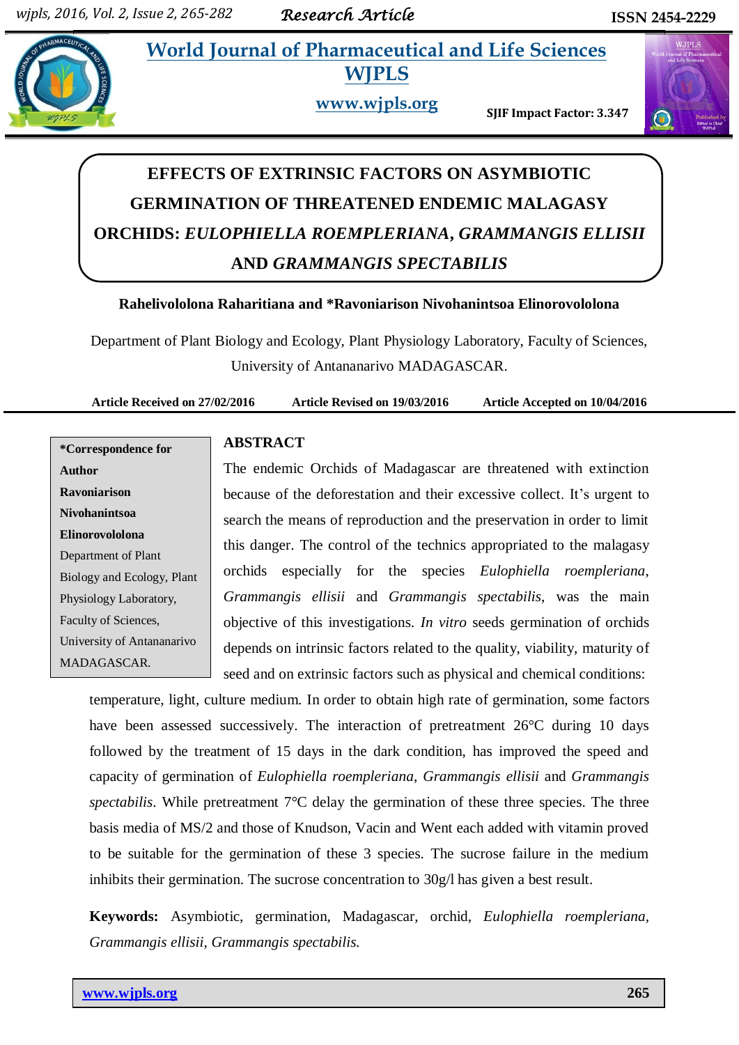# EFFECTS OF EXTRINSIC FACTORS ON ASYMBIOTIC GERMINATION OF THREATENED ENDEMIC MALAGASY ORCHIDS: *EULOPHIELLA ROEMPLERIANA*, *GRAMMANGIS ELLISII* AND *GRAMMANGIS SPECTABILIS*

**Rahelivololona Raharitiana and *Ravoniarison Nivohanintsoa Elinorovololona**

Department of Plant Biology and Ecology, Plant Physiology Laboratory, Faculty of Sciences, University of Antananarivo MADAGASCAR.

**Article Received on 27/02/2016 Article Revised on 19/03/2016 Article Accepted on 10/04/2016**

***Correspondence for Author**
**Ravoniarison Nivohantsoa Elinorovololona**
Department of Plant Biology and Ecology, Plant Physiology Laboratory, Faculty of Sciences, University of Antananarivo MADAGASCAR.

## ABSTRACT

The endemic Orchids of Madagascar are threatened with extinction because of the deforestation and their excessive collect. It's urgent to search the means of reproduction and the preservation in order to limit this danger. The control of the technics appropriated to the malagasy orchids especially for the species *Eulophiella roempleriana*, *Grammangis ellisii* and *Grammangis spectabilis*, was the main objective of this investigations. *In vitro* seeds germination of orchids depends on intrinsic factors related to the quality, viability, maturity of seed and on extrinsic factors such as physical and chemical conditions: temperature, light, culture medium. In order to obtain high rate of germination, some factors have been assessed successively. The interaction of pretreatment 26°C during 10 days followed by the treatment of 15 days in the dark condition, has improved the speed and capacity of germination of *Eulophiella roempleriana*, *Grammangis ellisii* and *Grammangis spectabilis*. While pretreatment 7°C delay the germination of these three species. The three basis media of MS/2 and those of Knudson, Vacin and Went each added with vitamin proved to be suitable for the germination of these 3 species. The sucrose failure in the medium inhibits their germination. The sucrose concentration to 30g/l has given a best result.

**Keywords:** Asymbiotic, germination, Madagascar, orchid, *Eulophiella roempleriana*, *Grammangis ellisii*, *Grammangis spectabilis.*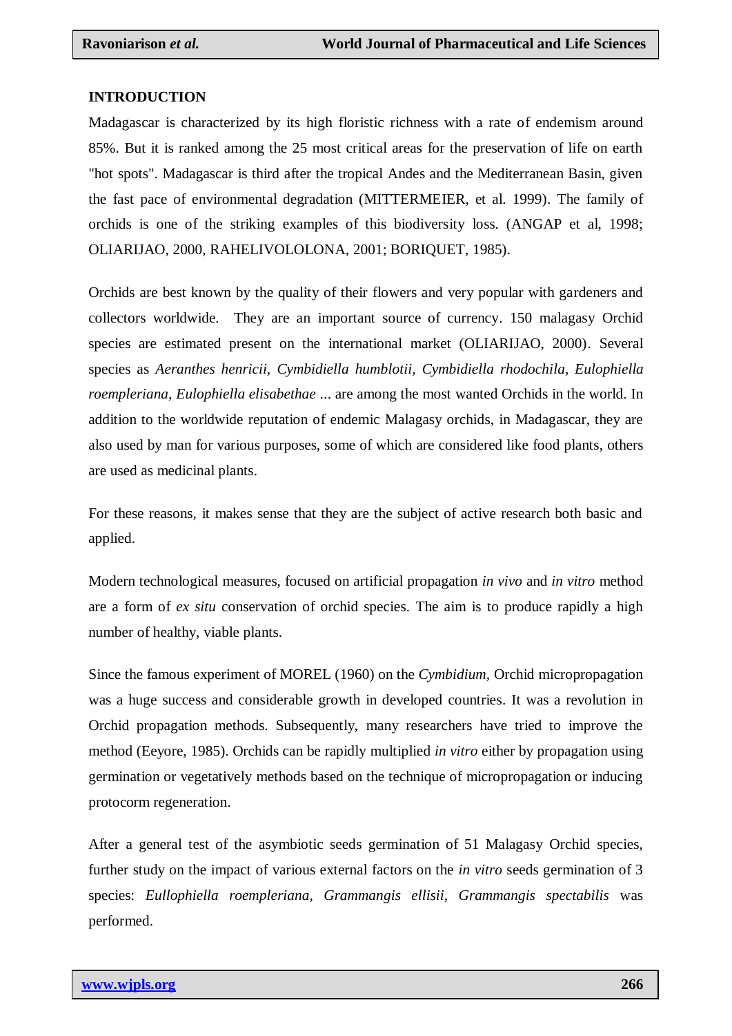## INTRODUCTION

Madagascar is characterized by its high floristic richness with a rate of endemism around 85%. But it is ranked among the 25 most critical areas for the preservation of life on earth "hot spots". Madagascar is third after the tropical Andes and the Mediterranean Basin, given the fast pace of environmental degradation (MITTERMEIER, et al. 1999). The family of orchids is one of the striking examples of this biodiversity loss. (ANGAP et al, 1998; OLIARIJAO, 2000, RAHELIVOLOLONA, 2001; BORIQUET, 1985).

Orchids are best known by the quality of their flowers and very popular with gardeners and collectors worldwide. They are an important source of currency. 150 malagasy Orchid species are estimated present on the international market (OLIARIJAO, 2000). Several species as *Aeranthes henricii, Cymbidiella humblotii, Cymbidiella rhodochila, Eulophiella roempleriana, Eulophiella elisabethae* ... are among the most wanted Orchids in the world. In addition to the worldwide reputation of endemic Malagasy orchids, in Madagascar, they are also used by man for various purposes, some of which are considered like food plants, others are used as medicinal plants.

For these reasons, it makes sense that they are the subject of active research both basic and applied.

Modern technological measures, focused on artificial propagation *in vivo* and *in vitro* method are a form of *ex situ* conservation of orchid species. The aim is to produce rapidly a high number of healthy, viable plants.

Since the famous experiment of MOREL (1960) on the *Cymbidium,* Orchid micropropagation was a huge success and considerable growth in developed countries. It was a revolution in Orchid propagation methods. Subsequently, many researchers have tried to improve the method (Eeyore, 1985). Orchids can be rapidly multiplied *in vitro* either by propagation using germination or vegetatively methods based on the technique of micropropagation or inducing protocorm regeneration.

After a general test of the asymbiotic seeds germination of 51 Malagasy Orchid species, further study on the impact of various external factors on the *in vitro* seeds germination of 3 species: *Eullophiella roempleriana, Grammangis ellisii, Grammangis spectabilis* was performed.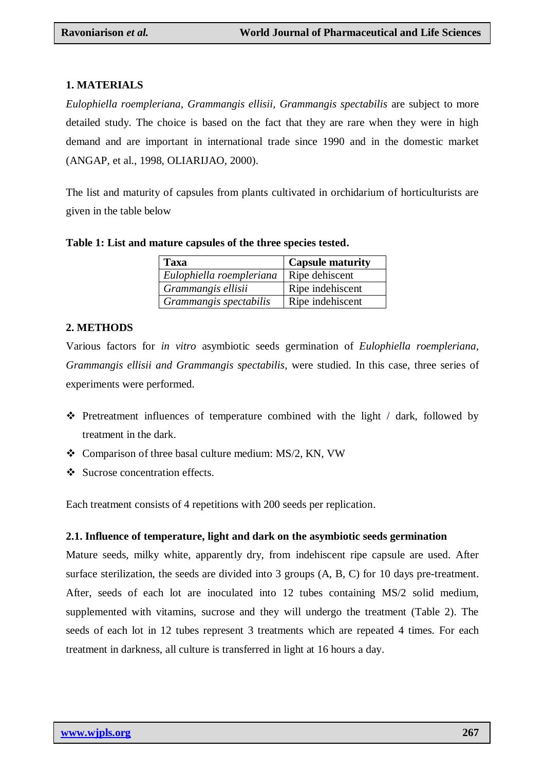## 1. MATERIALS

*Eulophiella roempleriana, Grammangis ellisii, Grammangis spectabilis* are subject to more detailed study. The choice is based on the fact that they are rare when they were in high demand and are important in international trade since 1990 and in the domestic market (ANGAP, et al., 1998, OLIARIJAO, 2000).

The list and maturity of capsules from plants cultivated in orchidarium of horticulturists are given in the table below

**Table 1: List and mature capsules of the three species tested.**

| Taxa | Capsule maturity |
|---|---|
| *Eulophiella roempleriana* | Ripe dehiscent |
| *Grammangis ellisii* | Ripe indehiscent |
| *Grammangis spectabilis* | Ripe indehiscent |

## 2. METHODS

Various factors for *in vitro* asymbiotic seeds germination of *Eulophiella roempleriana, Grammangis ellisii and Grammangis spectabilis*, were studied. In this case, three series of experiments were performed.

- ❖ Pretreatment influences of temperature combined with the light / dark, followed by treatment in the dark.
- ❖ Comparison of three basal culture medium: MS/2, KN, VW
- ❖ Sucrose concentration effects.

Each treatment consists of 4 repetitions with 200 seeds per replication.

### 2.1. Influence of temperature, light and dark on the asymbiotic seeds germination

Mature seeds, milky white, apparently dry, from indehiscent ripe capsule are used. After surface sterilization, the seeds are divided into 3 groups (A, B, C) for 10 days pre-treatment. After, seeds of each lot are inoculated into 12 tubes containing MS/2 solid medium, supplemented with vitamins, sucrose and they will undergo the treatment (Table 2). The seeds of each lot in 12 tubes represent 3 treatments which are repeated 4 times. For each treatment in darkness, all culture is transferred in light at 16 hours a day.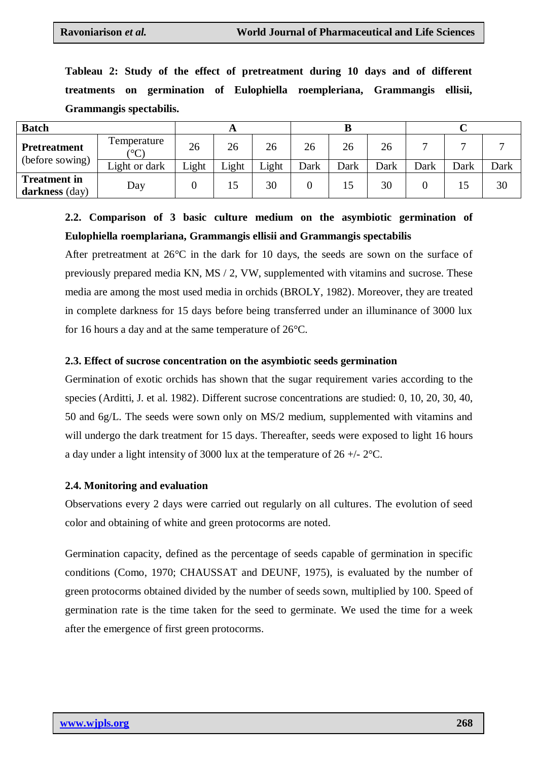**Tableau 2: Study of the effect of pretreatment during 10 days and of different treatments on germination of Eulophiella roempleriana, Grammangis ellisii, Grammangis spectabilis.**

| **Batch** | | **A** | | | **B** | | | **C** | | |
|---|---|---|---|---|---|---|---|---|---|---|
| **Pretreatment** (before sowing) | Temperature (°C) | 26 | 26 | 26 | 26 | 26 | 26 | 7 | 7 | 7 |
| | Light or dark | Light | Light | Light | Dark | Dark | Dark | Dark | Dark | Dark |
| **Treatment in darkness** (day) | Day | 0 | 15 | 30 | 0 | 15 | 30 | 0 | 15 | 30 |

### 2.2. Comparison of 3 basic culture medium on the asymbiotic germination of Eulophiella roemplariana, Grammangis ellisii and Grammangis spectabilis

After pretreatment at 26°C in the dark for 10 days, the seeds are sown on the surface of previously prepared media KN, MS / 2, VW, supplemented with vitamins and sucrose. These media are among the most used media in orchids (BROLY, 1982). Moreover, they are treated in complete darkness for 15 days before being transferred under an illuminance of 3000 lux for 16 hours a day and at the same temperature of 26°C.

### 2.3. Effect of sucrose concentration on the asymbiotic seeds germination

Germination of exotic orchids has shown that the sugar requirement varies according to the species (Arditti, J. et al. 1982). Different sucrose concentrations are studied: 0, 10, 20, 30, 40, 50 and 6g/L. The seeds were sown only on MS/2 medium, supplemented with vitamins and will undergo the dark treatment for 15 days. Thereafter, seeds were exposed to light 16 hours a day under a light intensity of 3000 lux at the temperature of 26 +/- 2°C.

### 2.4. Monitoring and evaluation

Observations every 2 days were carried out regularly on all cultures. The evolution of seed color and obtaining of white and green protocorms are noted.

Germination capacity, defined as the percentage of seeds capable of germination in specific conditions (Como, 1970; CHAUSSAT and DEUNF, 1975), is evaluated by the number of green protocorms obtained divided by the number of seeds sown, multiplied by 100. Speed of germination rate is the time taken for the seed to germinate. We used the time for a week after the emergence of first green protocorms.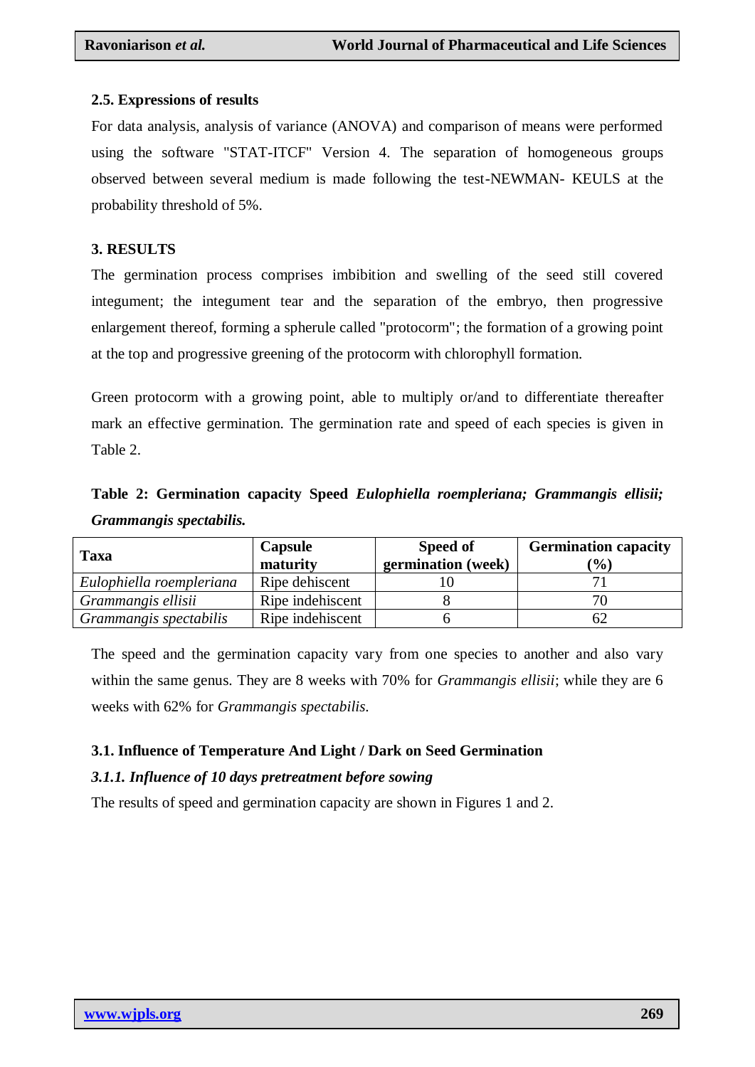### 2.5. Expressions of results

For data analysis, analysis of variance (ANOVA) and comparison of means were performed using the software "STAT-ITCF" Version 4. The separation of homogeneous groups observed between several medium is made following the test-NEWMAN- KEULS at the probability threshold of 5%.

## 3. RESULTS

The germination process comprises imbibition and swelling of the seed still covered integument; the integument tear and the separation of the embryo, then progressive enlargement thereof, forming a spherule called "protocorm"; the formation of a growing point at the top and progressive greening of the protocorm with chlorophyll formation.

Green protocorm with a growing point, able to multiply or/and to differentiate thereafter mark an effective germination. The germination rate and speed of each species is given in Table 2.

**Table 2: Germination capacity Speed *Eulophiella roempleriana; Grammangis ellisii; Grammangis spectabilis.***

| Taxa | Capsule maturity | Speed of germination (week) | Germination capacity (%) |
|---|---|---|---|
| *Eulophiella roempleriana* | Ripe dehiscent | 10 | 71 |
| *Grammangis ellisii* | Ripe indehiscent | 8 | 70 |
| *Grammangis spectabilis* | Ripe indehiscent | 6 | 62 |

The speed and the germination capacity vary from one species to another and also vary within the same genus. They are 8 weeks with 70% for *Grammangis ellisii*; while they are 6 weeks with 62% for *Grammangis spectabilis*.

### 3.1. Influence of Temperature And Light / Dark on Seed Germination

#### *3.1.1. Influence of 10 days pretreatment before sowing*

The results of speed and germination capacity are shown in Figures 1 and 2.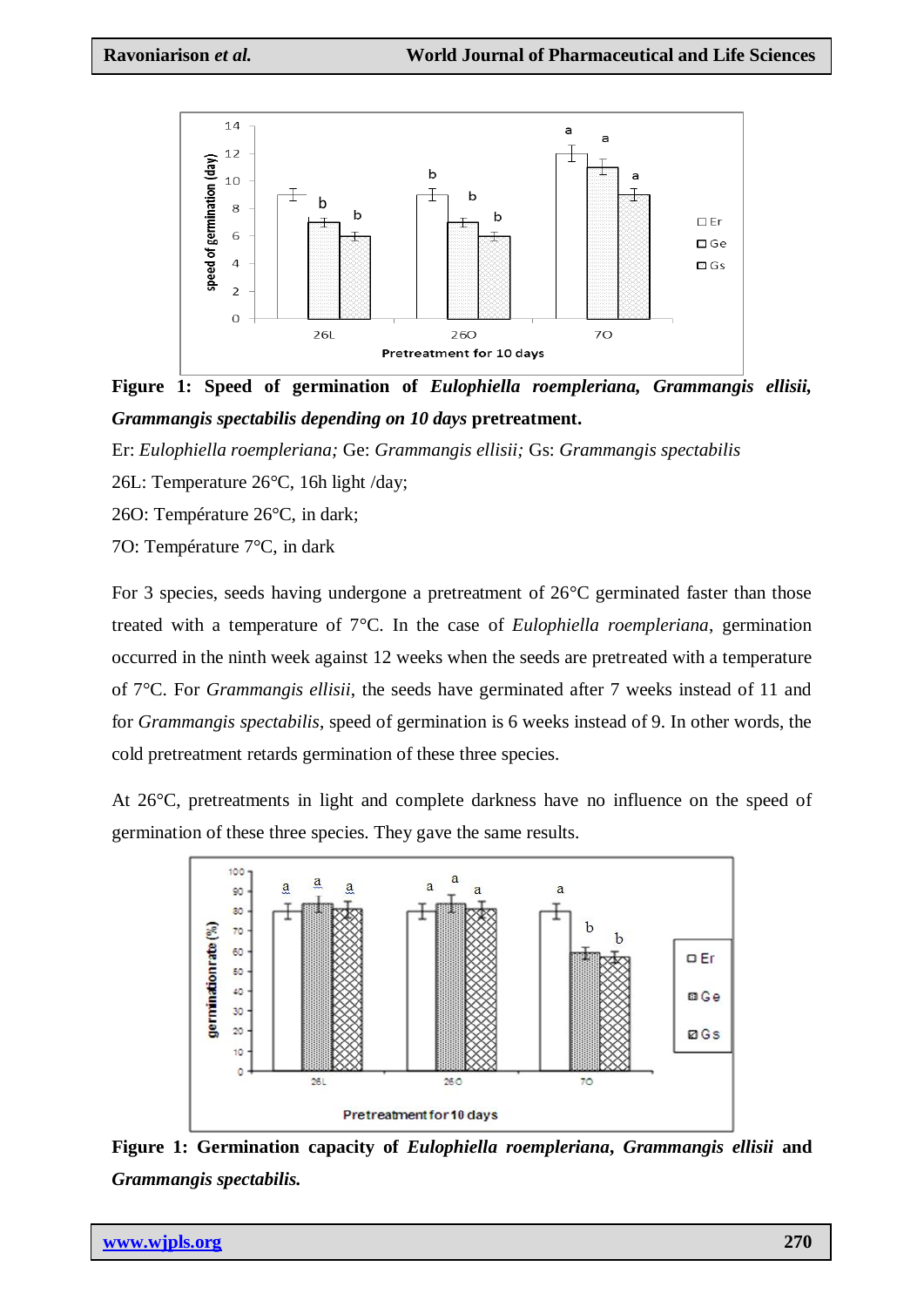**Figure 1: Speed of germination of *Eulophiella roempleriana, Grammangis ellisii, Grammangis spectabilis depending on 10 days* pretreatment.**

Er: *Eulophiella roempleriana;* Ge: *Grammangis ellisii;* Gs: *Grammangis spectabilis*

26L: Temperature 26°C, 16h light /day;

26O: Température 26°C, in dark;

7O: Température 7°C, in dark

For 3 species, seeds having undergone a pretreatment of 26°C germinated faster than those treated with a temperature of 7°C. In the case of *Eulophiella roempleriana*, germination occurred in the ninth week against 12 weeks when the seeds are pretreated with a temperature of 7°C. For *Grammangis ellisii*, the seeds have germinated after 7 weeks instead of 11 and for *Grammangis spectabilis*, speed of germination is 6 weeks instead of 9. In other words, the cold pretreatment retards germination of these three species.

At 26°C, pretreatments in light and complete darkness have no influence on the speed of germination of these three species. They gave the same results.

**Figure 1: Germination capacity of *Eulophiella roempleriana*, *Grammangis ellisii* and *Grammangis spectabilis.***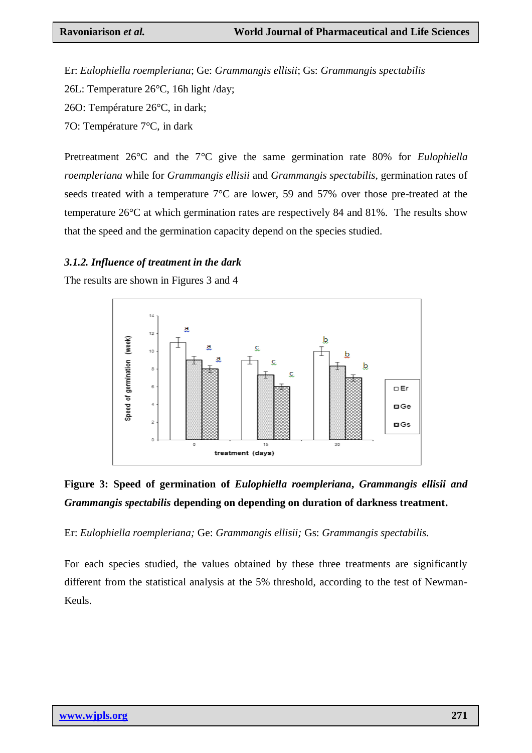Er: *Eulophiella roempleriana*; Ge: *Grammangis ellisii*; Gs: *Grammangis spectabilis*

26L: Temperature 26°C, 16h light /day;

26O: Température 26°C, in dark;

7O: Température 7°C, in dark

Pretreatment 26°C and the 7°C give the same germination rate 80% for *Eulophiella roempleriana* while for *Grammangis ellisii* and *Grammangis spectabilis*, germination rates of seeds treated with a temperature 7°C are lower, 59 and 57% over those pre-treated at the temperature 26°C at which germination rates are respectively 84 and 81%. The results show that the speed and the germination capacity depend on the species studied.

### *3.1.2. Influence of treatment in the dark*

The results are shown in Figures 3 and 4

**Figure 3: Speed of germination of *Eulophiella roempleriana*, *Grammangis ellisii and Grammangis spectabilis* depending on depending on duration of darkness treatment.**

Er: *Eulophiella roempleriana;* Ge: *Grammangis ellisii;* Gs: *Grammangis spectabilis.*

For each species studied, the values obtained by these three treatments are significantly different from the statistical analysis at the 5% threshold, according to the test of Newman-Keuls.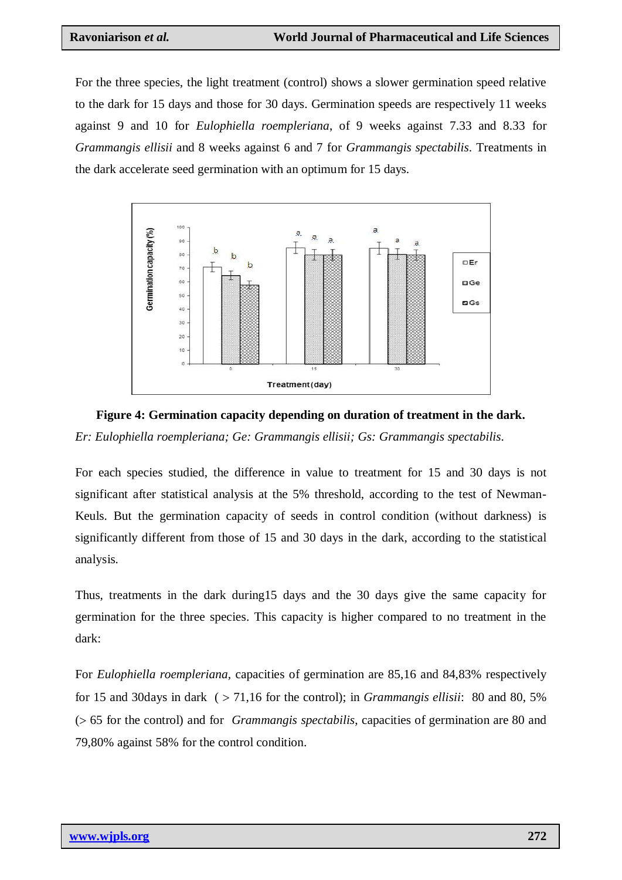For the three species, the light treatment (control) shows a slower germination speed relative to the dark for 15 days and those for 30 days. Germination speeds are respectively 11 weeks against 9 and 10 for *Eulophiella roempleriana*, of 9 weeks against 7.33 and 8.33 for *Grammangis ellisii* and 8 weeks against 6 and 7 for *Grammangis spectabilis*. Treatments in the dark accelerate seed germination with an optimum for 15 days.

**Figure 4: Germination capacity depending on duration of treatment in the dark.**

*Er: Eulophiella roempleriana; Ge: Grammangis ellisii; Gs: Grammangis spectabilis.*

For each species studied, the difference in value to treatment for 15 and 30 days is not significant after statistical analysis at the 5% threshold, according to the test of Newman-Keuls. But the germination capacity of seeds in control condition (without darkness) is significantly different from those of 15 and 30 days in the dark, according to the statistical analysis.

Thus, treatments in the dark during15 days and the 30 days give the same capacity for germination for the three species. This capacity is higher compared to no treatment in the dark:

For *Eulophiella roempleriana*, capacities of germination are 85,16 and 84,83% respectively for 15 and 30days in dark ( > 71,16 for the control); in *Grammangis ellisii*: 80 and 80, 5% (> 65 for the control) and for *Grammangis spectabilis*, capacities of germination are 80 and 79,80% against 58% for the control condition.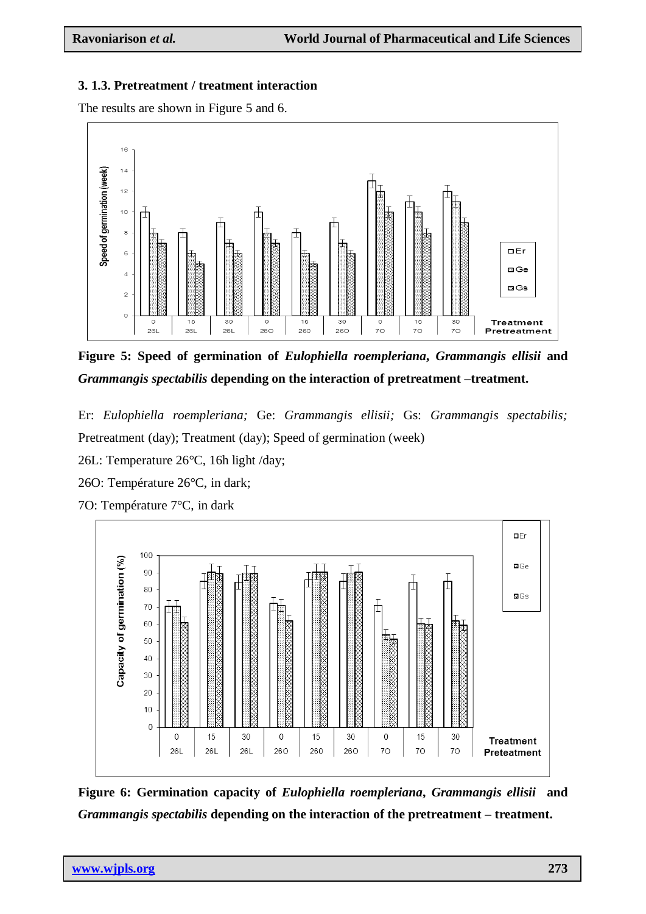### 3. 1.3. Pretreatment / treatment interaction

The results are shown in Figure 5 and 6.

**Figure 5: Speed of germination of *Eulophiella roempleriana*, *Grammangis ellisii* and *Grammangis spectabilis* depending on the interaction of pretreatment –treatment.**

Er: *Eulophiella roempleriana;* Ge: *Grammangis ellisii;* Gs: *Grammangis spectabilis;* Pretreatment (day); Treatment (day); Speed of germination (week)

26L: Temperature 26°C, 16h light /day;

26O: Température 26°C, in dark;

7O: Température 7°C, in dark

**Figure 6: Germination capacity of *Eulophiella roempleriana*, *Grammangis ellisii* and *Grammangis spectabilis* depending on the interaction of the pretreatment – treatment.**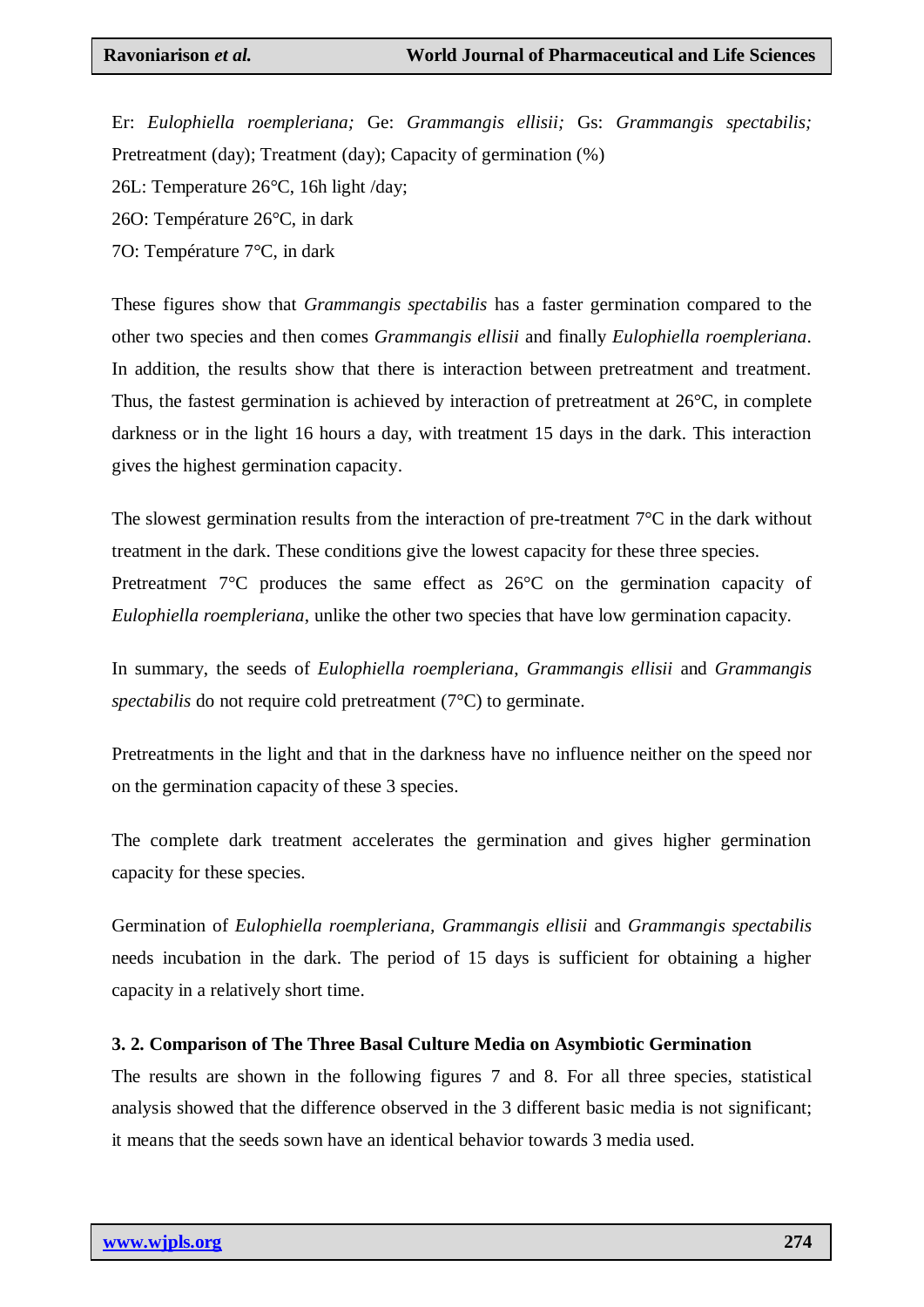Er: *Eulophiella roempleriana;* Ge: *Grammangis ellisii;* Gs: *Grammangis spectabilis;* Pretreatment (day); Treatment (day); Capacity of germination (%)

26L: Temperature 26°C, 16h light /day;

26O: Température 26°C, in dark

7O: Température 7°C, in dark

These figures show that *Grammangis spectabilis* has a faster germination compared to the other two species and then comes *Grammangis ellisii* and finally *Eulophiella roempleriana*. In addition, the results show that there is interaction between pretreatment and treatment. Thus, the fastest germination is achieved by interaction of pretreatment at 26°C, in complete darkness or in the light 16 hours a day, with treatment 15 days in the dark. This interaction gives the highest germination capacity.

The slowest germination results from the interaction of pre-treatment 7°C in the dark without treatment in the dark. These conditions give the lowest capacity for these three species.
Pretreatment 7°C produces the same effect as 26°C on the germination capacity of *Eulophiella roempleriana*, unlike the other two species that have low germination capacity.

In summary, the seeds of *Eulophiella roempleriana*, *Grammangis ellisii* and *Grammangis spectabilis* do not require cold pretreatment (7°C) to germinate.

Pretreatments in the light and that in the darkness have no influence neither on the speed nor on the germination capacity of these 3 species.

The complete dark treatment accelerates the germination and gives higher germination capacity for these species.

Germination of *Eulophiella roempleriana, Grammangis ellisii* and *Grammangis spectabilis* needs incubation in the dark. The period of 15 days is sufficient for obtaining a higher capacity in a relatively short time.

### 3. 2. Comparison of The Three Basal Culture Media on Asymbiotic Germination

The results are shown in the following figures 7 and 8. For all three species, statistical analysis showed that the difference observed in the 3 different basic media is not significant; it means that the seeds sown have an identical behavior towards 3 media used.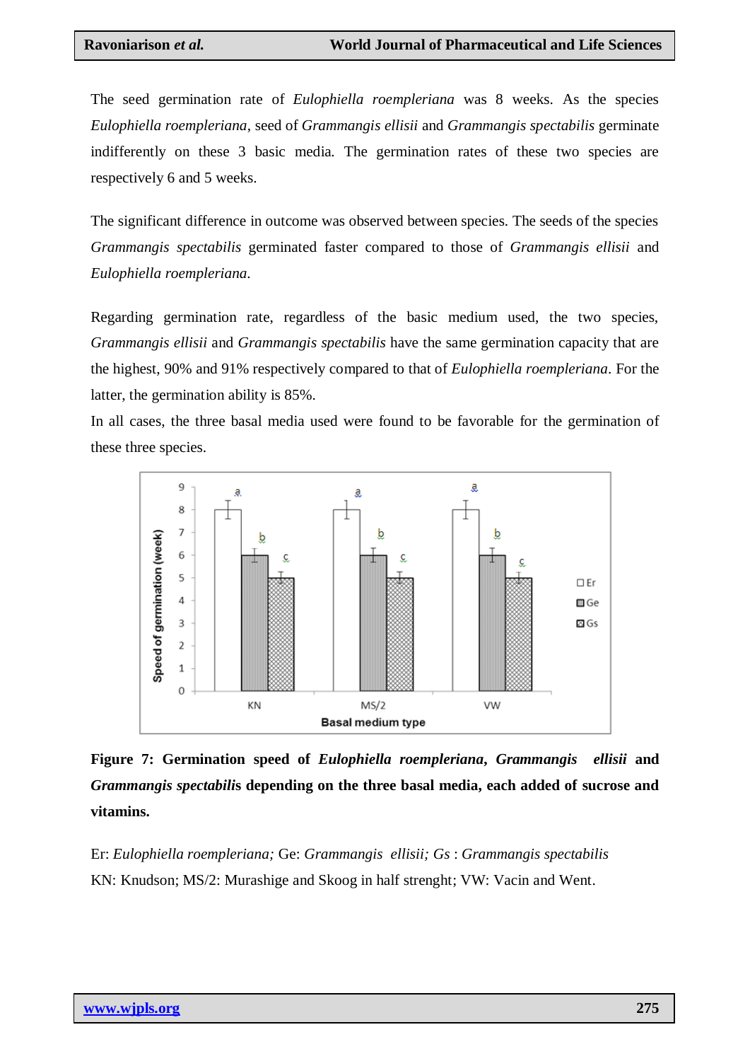The seed germination rate of *Eulophiella roempleriana* was 8 weeks. As the species *Eulophiella roempleriana*, seed of *Grammangis ellisii* and *Grammangis spectabilis* germinate indifferently on these 3 basic media. The germination rates of these two species are respectively 6 and 5 weeks.

The significant difference in outcome was observed between species. The seeds of the species *Grammangis spectabilis* germinated faster compared to those of *Grammangis ellisii* and *Eulophiella roempleriana.*

Regarding germination rate, regardless of the basic medium used, the two species, *Grammangis ellisii* and *Grammangis spectabilis* have the same germination capacity that are the highest, 90% and 91% respectively compared to that of *Eulophiella roempleriana*. For the latter, the germination ability is 85%.

In all cases, the three basal media used were found to be favorable for the germination of these three species.

**Figure 7: Germination speed of *Eulophiella roempleriana*, *Grammangis ellisii* and *Grammangis spectabilis* depending on the three basal media, each added of sucrose and vitamins.**

Er: *Eulophiella roempleriana;* Ge: *Grammangis ellisii; Gs* : *Grammangis spectabilis*

KN: Knudson; MS/2: Murashige and Skoog in half strenght; VW: Vacin and Went.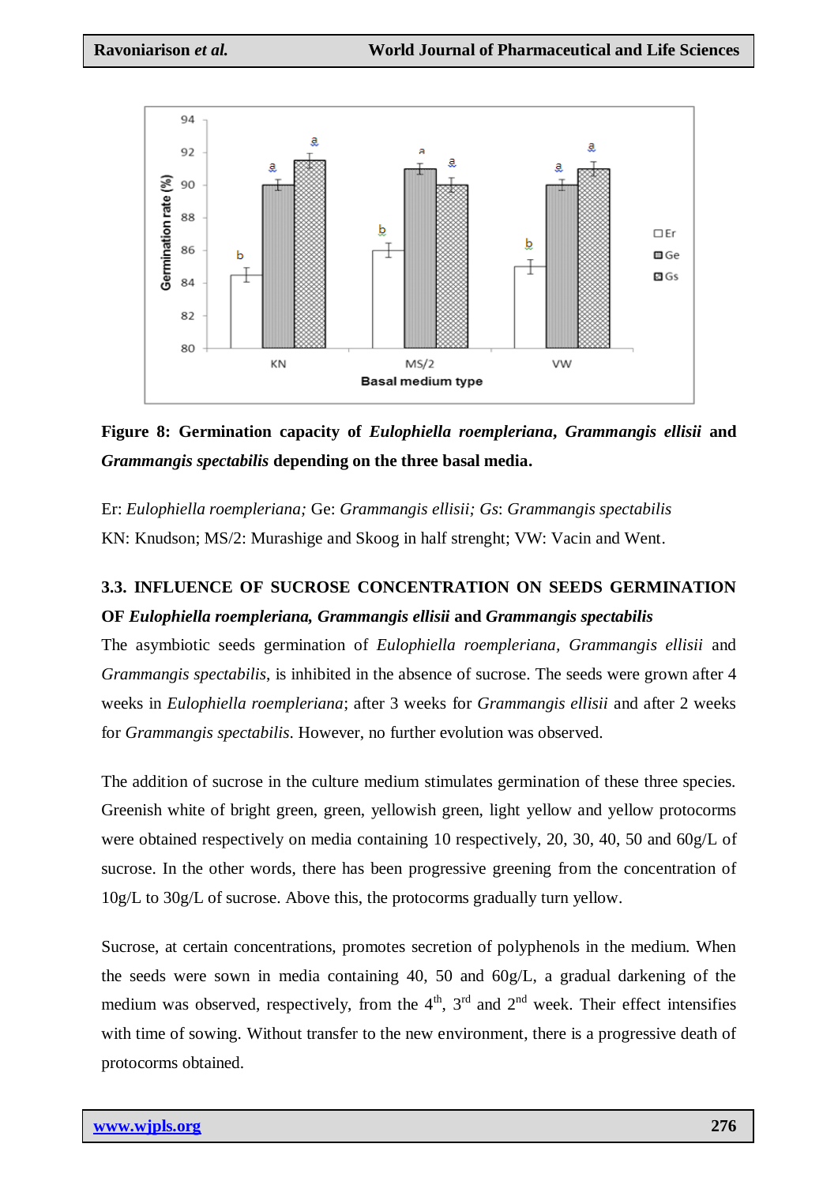**Figure 8: Germination capacity of *Eulophiella roempleriana*, *Grammangis ellisii* and *Grammangis spectabilis* depending on the three basal media.**

Er: *Eulophiella roempleriana;* Ge: *Grammangis ellisii; Gs*: *Grammangis spectabilis*
KN: Knudson; MS/2: Murashige and Skoog in half strenght; VW: Vacin and Went.

### 3.3. INFLUENCE OF SUCROSE CONCENTRATION ON SEEDS GERMINATION OF *Eulophiella roempleriana, Grammangis ellisii* and *Grammangis spectabilis*

The asymbiotic seeds germination of *Eulophiella roempleriana, Grammangis ellisii* and *Grammangis spectabilis*, is inhibited in the absence of sucrose. The seeds were grown after 4 weeks in *Eulophiella roempleriana*; after 3 weeks for *Grammangis ellisii* and after 2 weeks for *Grammangis spectabilis*. However, no further evolution was observed.

The addition of sucrose in the culture medium stimulates germination of these three species. Greenish white of bright green, green, yellowish green, light yellow and yellow protocorms were obtained respectively on media containing 10 respectively, 20, 30, 40, 50 and 60g/L of sucrose. In the other words, there has been progressive greening from the concentration of 10g/L to 30g/L of sucrose. Above this, the protocorms gradually turn yellow.

Sucrose, at certain concentrations, promotes secretion of polyphenols in the medium. When the seeds were sown in media containing 40, 50 and 60g/L, a gradual darkening of the medium was observed, respectively, from the 4th, 3rd and 2nd week. Their effect intensifies with time of sowing. Without transfer to the new environment, there is a progressive death of protocorms obtained.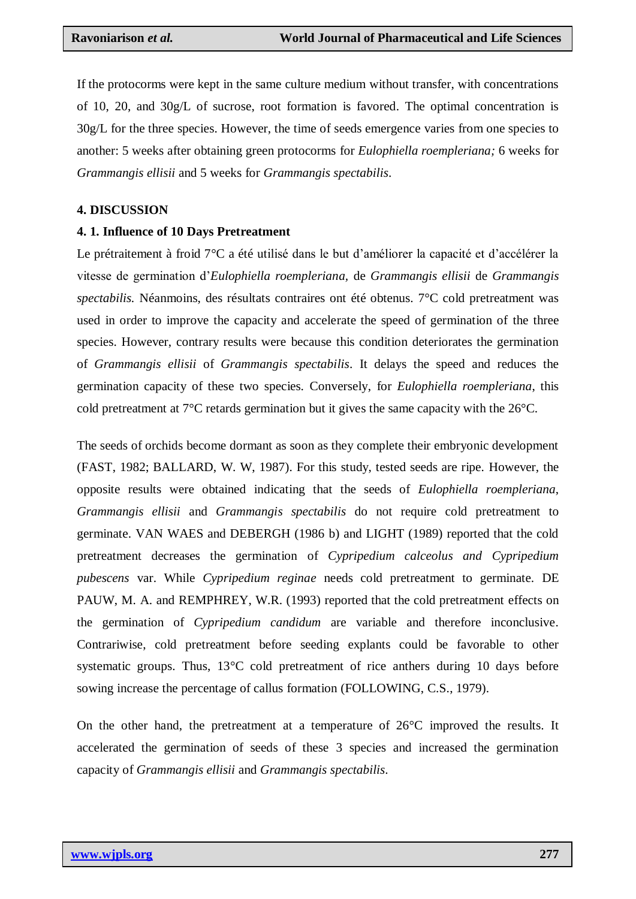If the protocorms were kept in the same culture medium without transfer, with concentrations of 10, 20, and 30g/L of sucrose, root formation is favored. The optimal concentration is 30g/L for the three species. However, the time of seeds emergence varies from one species to another: 5 weeks after obtaining green protocorms for *Eulophiella roempleriana;* 6 weeks for *Grammangis ellisii* and 5 weeks for *Grammangis spectabilis*.

### 4. DISCUSSION

#### 4. 1. Influence of 10 Days Pretreatment

Le prétraitement à froid 7°C a été utilisé dans le but d'améliorer la capacité et d'accélérer la vitesse de germination d'*Eulophiella roempleriana,* de *Grammangis ellisii* de *Grammangis spectabilis.* Néanmoins, des résultats contraires ont été obtenus. 7°C cold pretreatment was used in order to improve the capacity and accelerate the speed of germination of the three species. However, contrary results were because this condition deteriorates the germination of *Grammangis ellisii* of *Grammangis spectabilis*. It delays the speed and reduces the germination capacity of these two species. Conversely, for *Eulophiella roempleriana*, this cold pretreatment at 7°C retards germination but it gives the same capacity with the 26°C.

The seeds of orchids become dormant as soon as they complete their embryonic development (FAST, 1982; BALLARD, W. W, 1987). For this study, tested seeds are ripe. However, the opposite results were obtained indicating that the seeds of *Eulophiella roempleriana*, *Grammangis ellisii* and *Grammangis spectabilis* do not require cold pretreatment to germinate. VAN WAES and DEBERGH (1986 b) and LIGHT (1989) reported that the cold pretreatment decreases the germination of *Cypripedium calceolus and Cypripedium pubescens* var. While *Cypripedium reginae* needs cold pretreatment to germinate. DE PAUW, M. A. and REMPHREY, W.R. (1993) reported that the cold pretreatment effects on the germination of *Cypripedium candidum* are variable and therefore inconclusive. Contrariwise, cold pretreatment before seeding explants could be favorable to other systematic groups. Thus, 13°C cold pretreatment of rice anthers during 10 days before sowing increase the percentage of callus formation (FOLLOWING, C.S., 1979).

On the other hand, the pretreatment at a temperature of 26°C improved the results. It accelerated the germination of seeds of these 3 species and increased the germination capacity of *Grammangis ellisii* and *Grammangis spectabilis*.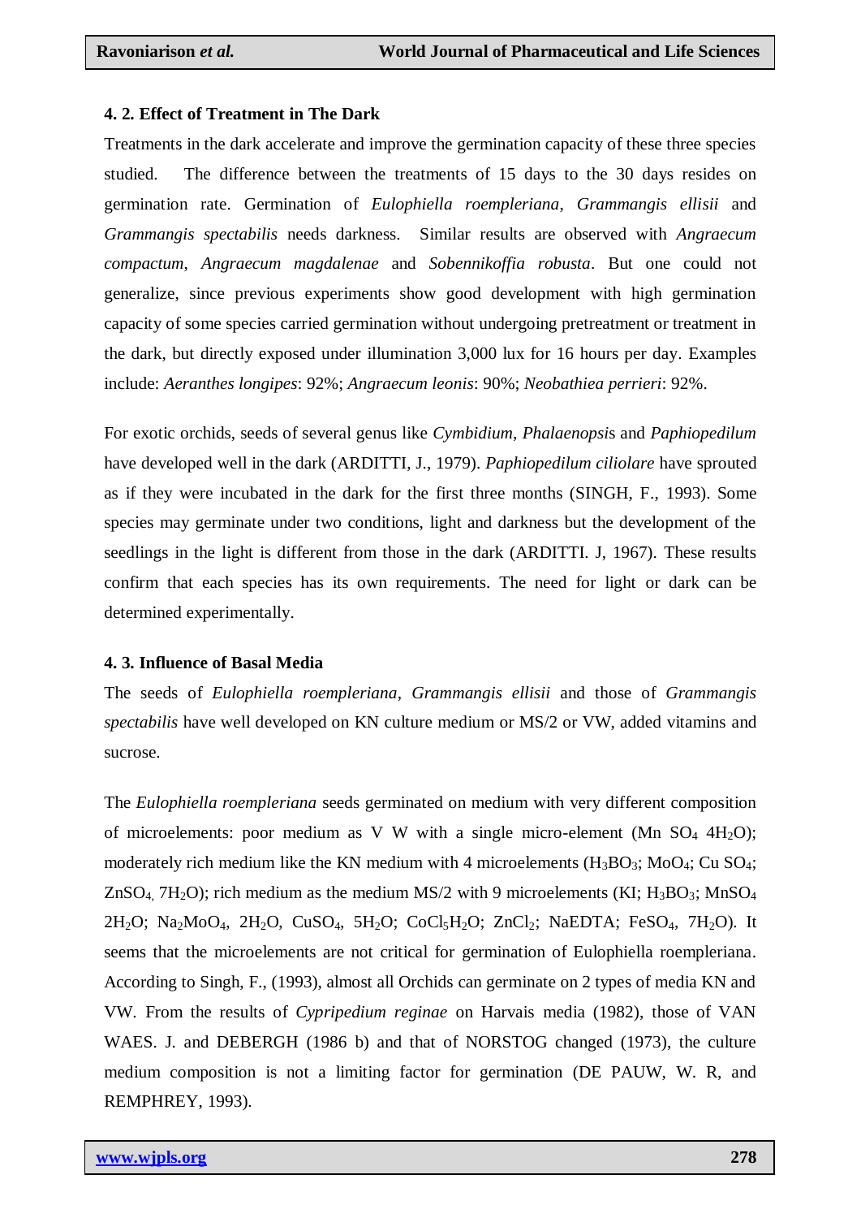#### 4. 2. Effect of Treatment in The Dark

Treatments in the dark accelerate and improve the germination capacity of these three species studied. The difference between the treatments of 15 days to the 30 days resides on germination rate. Germination of *Eulophiella roempleriana*, *Grammangis ellisii* and *Grammangis spectabilis* needs darkness. Similar results are observed with *Angraecum compactum*, *Angraecum magdalenae* and *Sobennikoffia robusta*. But one could not generalize, since previous experiments show good development with high germination capacity of some species carried germination without undergoing pretreatment or treatment in the dark, but directly exposed under illumination 3,000 lux for 16 hours per day. Examples include: *Aeranthes longipes*: 92%; *Angraecum leonis*: 90%; *Neobathiea perrieri*: 92%.

For exotic orchids, seeds of several genus like *Cymbidium*, *Phalaenopsi*s and *Paphiopedilum* have developed well in the dark (ARDITTI, J., 1979). *Paphiopedilum ciliolare* have sprouted as if they were incubated in the dark for the first three months (SINGH, F., 1993). Some species may germinate under two conditions, light and darkness but the development of the seedlings in the light is different from those in the dark (ARDITTI. J, 1967). These results confirm that each species has its own requirements. The need for light or dark can be determined experimentally.

#### 4. 3. Influence of Basal Media

The seeds of *Eulophiella roempleriana*, *Grammangis ellisii* and those of *Grammangis spectabilis* have well developed on KN culture medium or MS/2 or VW, added vitamins and sucrose.

The *Eulophiella roempleriana* seeds germinated on medium with very different composition of microelements: poor medium as V W with a single micro-element (Mn $SO_4$ $4H_2O$); moderately rich medium like the KN medium with 4 microelements ($H_3BO_3$; $MoO_4$; Cu $SO_4$; $ZnSO_4$, $7H_2O$); rich medium as the medium MS/2 with 9 microelements (KI; $H_3BO_3$; $MnSO_4$ $2H_2O$; $Na_2MoO_4$, $2H_2O$, $CuSO_4$, $5H_2O$; $CoCl_5H_2O$; $ZnCl_2$; NaEDTA; $FeSO_4$, $7H_2O$). It seems that the microelements are not critical for germination of Eulophiella roempleriana. According to Singh, F., (1993), almost all Orchids can germinate on 2 types of media KN and VW. From the results of *Cypripedium reginae* on Harvais media (1982), those of VAN WAES. J. and DEBERGH (1986 b) and that of NORSTOG changed (1973), the culture medium composition is not a limiting factor for germination (DE PAUW, W. R, and REMPHREY, 1993).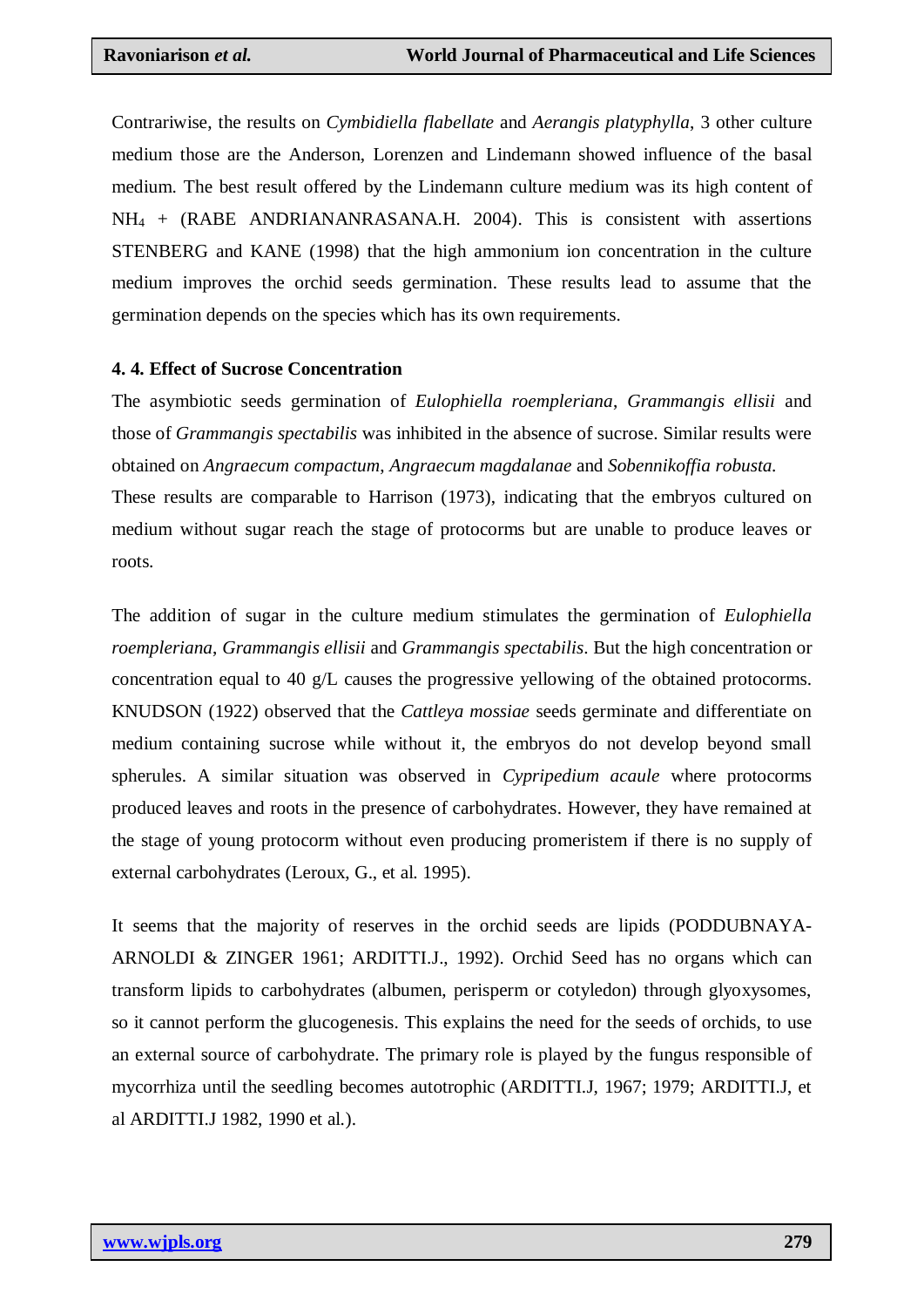Contrariwise, the results on *Cymbidiella flabellate* and *Aerangis platyphylla*, 3 other culture medium those are the Anderson, Lorenzen and Lindemann showed influence of the basal medium. The best result offered by the Lindemann culture medium was its high content of $NH_4$ + (RABE ANDRIANANRASANA.H. 2004). This is consistent with assertions STENBERG and KANE (1998) that the high ammonium ion concentration in the culture medium improves the orchid seeds germination. These results lead to assume that the germination depends on the species which has its own requirements.

#### 4. 4. Effect of Sucrose Concentration

The asymbiotic seeds germination of *Eulophiella roempleriana*, *Grammangis ellisii* and those of *Grammangis spectabilis* was inhibited in the absence of sucrose. Similar results were obtained on *Angraecum compactum*, *Angraecum magdalanae* and *Sobennikoffia robusta.*
These results are comparable to Harrison (1973), indicating that the embryos cultured on medium without sugar reach the stage of protocorms but are unable to produce leaves or roots.

The addition of sugar in the culture medium stimulates the germination of *Eulophiella roempleriana*, *Grammangis ellisii* and *Grammangis spectabilis*. But the high concentration or concentration equal to 40 g/L causes the progressive yellowing of the obtained protocorms. KNUDSON (1922) observed that the *Cattleya mossiae* seeds germinate and differentiate on medium containing sucrose while without it, the embryos do not develop beyond small spherules. A similar situation was observed in *Cypripedium acaule* where protocorms produced leaves and roots in the presence of carbohydrates. However, they have remained at the stage of young protocorm without even producing promeristem if there is no supply of external carbohydrates (Leroux, G., et al. 1995).

It seems that the majority of reserves in the orchid seeds are lipids (PODDUBNAYA-ARNOLDI & ZINGER 1961; ARDITTI.J., 1992). Orchid Seed has no organs which can transform lipids to carbohydrates (albumen, perisperm or cotyledon) through glyoxysomes, so it cannot perform the glucogenesis. This explains the need for the seeds of orchids, to use an external source of carbohydrate. The primary role is played by the fungus responsible of mycorrhiza until the seedling becomes autotrophic (ARDITTI.J, 1967; 1979; ARDITTI.J, et al ARDITTI.J 1982, 1990 et al.).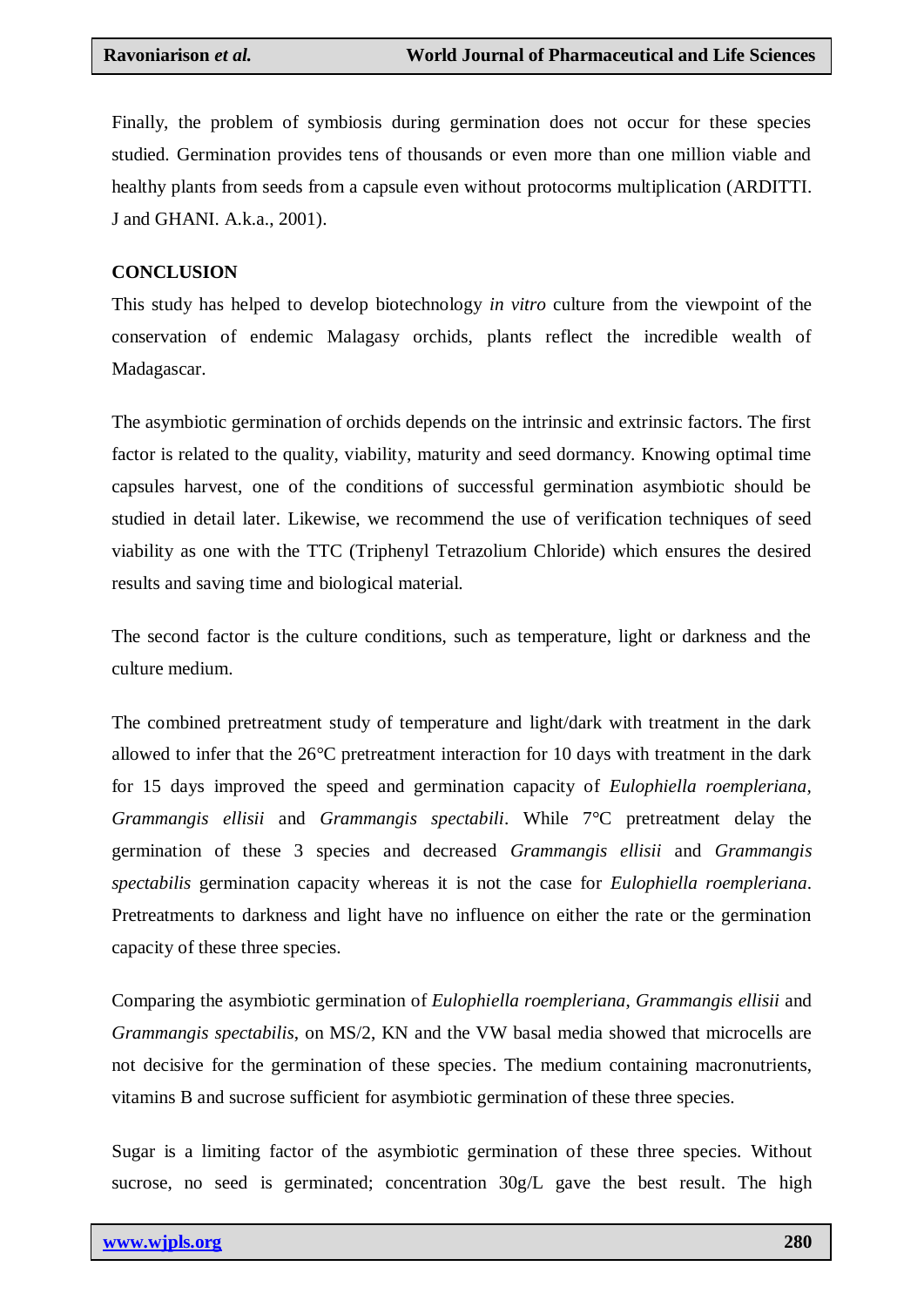Finally, the problem of symbiosis during germination does not occur for these species studied. Germination provides tens of thousands or even more than one million viable and healthy plants from seeds from a capsule even without protocorms multiplication (ARDITTI. J and GHANI. A.k.a., 2001).

## CONCLUSION

This study has helped to develop biotechnology *in vitro* culture from the viewpoint of the conservation of endemic Malagasy orchids, plants reflect the incredible wealth of Madagascar.

The asymbiotic germination of orchids depends on the intrinsic and extrinsic factors. The first factor is related to the quality, viability, maturity and seed dormancy. Knowing optimal time capsules harvest, one of the conditions of successful germination asymbiotic should be studied in detail later. Likewise, we recommend the use of verification techniques of seed viability as one with the TTC (Triphenyl Tetrazolium Chloride) which ensures the desired results and saving time and biological material.

The second factor is the culture conditions, such as temperature, light or darkness and the culture medium.

The combined pretreatment study of temperature and light/dark with treatment in the dark allowed to infer that the 26°C pretreatment interaction for 10 days with treatment in the dark for 15 days improved the speed and germination capacity of *Eulophiella roempleriana*, *Grammangis ellisii* and *Grammangis spectabili*. While 7°C pretreatment delay the germination of these 3 species and decreased *Grammangis ellisii* and *Grammangis spectabilis* germination capacity whereas it is not the case for *Eulophiella roempleriana*. Pretreatments to darkness and light have no influence on either the rate or the germination capacity of these three species.

Comparing the asymbiotic germination of *Eulophiella roempleriana*, *Grammangis ellisii* and *Grammangis spectabilis*, on MS/2, KN and the VW basal media showed that microcells are not decisive for the germination of these species. The medium containing macronutrients, vitamins B and sucrose sufficient for asymbiotic germination of these three species.

Sugar is a limiting factor of the asymbiotic germination of these three species. Without sucrose, no seed is germinated; concentration 30g/L gave the best result. The high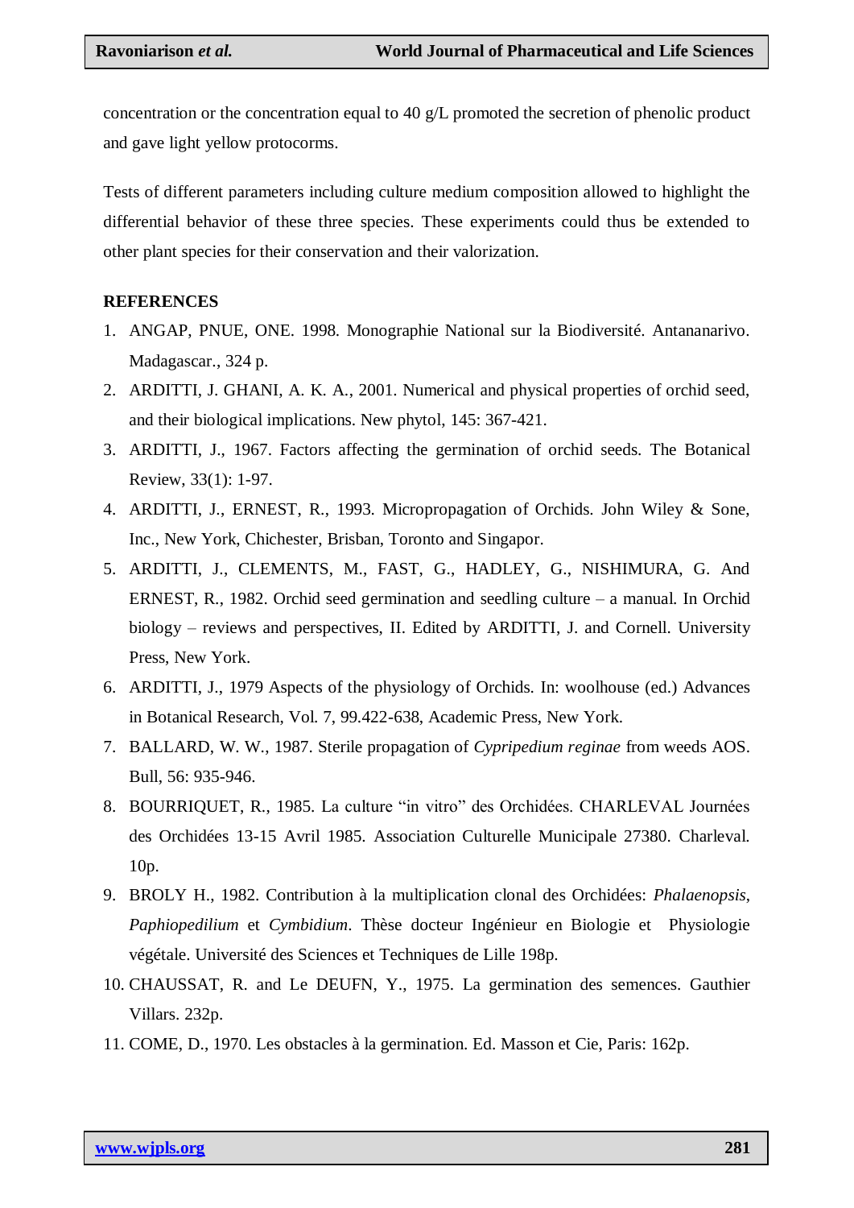concentration or the concentration equal to 40 g/L promoted the secretion of phenolic product and gave light yellow protocorms.

Tests of different parameters including culture medium composition allowed to highlight the differential behavior of these three species. These experiments could thus be extended to other plant species for their conservation and their valorization.

## REFERENCES

1. ANGAP, PNUE, ONE. 1998. Monographie National sur la Biodiversité. Antananarivo. Madagascar., 324 p.
2. ARDITTI, J. GHANI, A. K. A., 2001. Numerical and physical properties of orchid seed, and their biological implications. New phytol, 145: 367-421.
3. ARDITTI, J., 1967. Factors affecting the germination of orchid seeds. The Botanical Review, 33(1): 1-97.
4. ARDITTI, J., ERNEST, R., 1993. Micropropagation of Orchids. John Wiley & Sone, Inc., New York, Chichester, Brisban, Toronto and Singapor.
5. ARDITTI, J., CLEMENTS, M., FAST, G., HADLEY, G., NISHIMURA, G. And ERNEST, R., 1982. Orchid seed germination and seedling culture – a manual. In Orchid biology – reviews and perspectives, II. Edited by ARDITTI, J. and Cornell. University Press, New York.
6. ARDITTI, J., 1979 Aspects of the physiology of Orchids. In: woolhouse (ed.) Advances in Botanical Research, Vol. 7, 99.422-638, Academic Press, New York.
7. BALLARD, W. W., 1987. Sterile propagation of *Cypripedium reginae* from weeds AOS. Bull, 56: 935-946.
8. BOURRIQUET, R., 1985. La culture "in vitro" des Orchidées. CHARLEVAL Journées des Orchidées 13-15 Avril 1985. Association Culturelle Municipale 27380. Charleval. 10p.
9. BROLY H., 1982. Contribution à la multiplication clonal des Orchidées: *Phalaenopsis*, *Paphiopedilium* et *Cymbidium*. Thèse docteur Ingénieur en Biologie et Physiologie végétale. Université des Sciences et Techniques de Lille 198p.
10. CHAUSSAT, R. and Le DEUFN, Y., 1975. La germination des semences. Gauthier Villars. 232p.
11. COME, D., 1970. Les obstacles à la germination. Ed. Masson et Cie, Paris: 162p.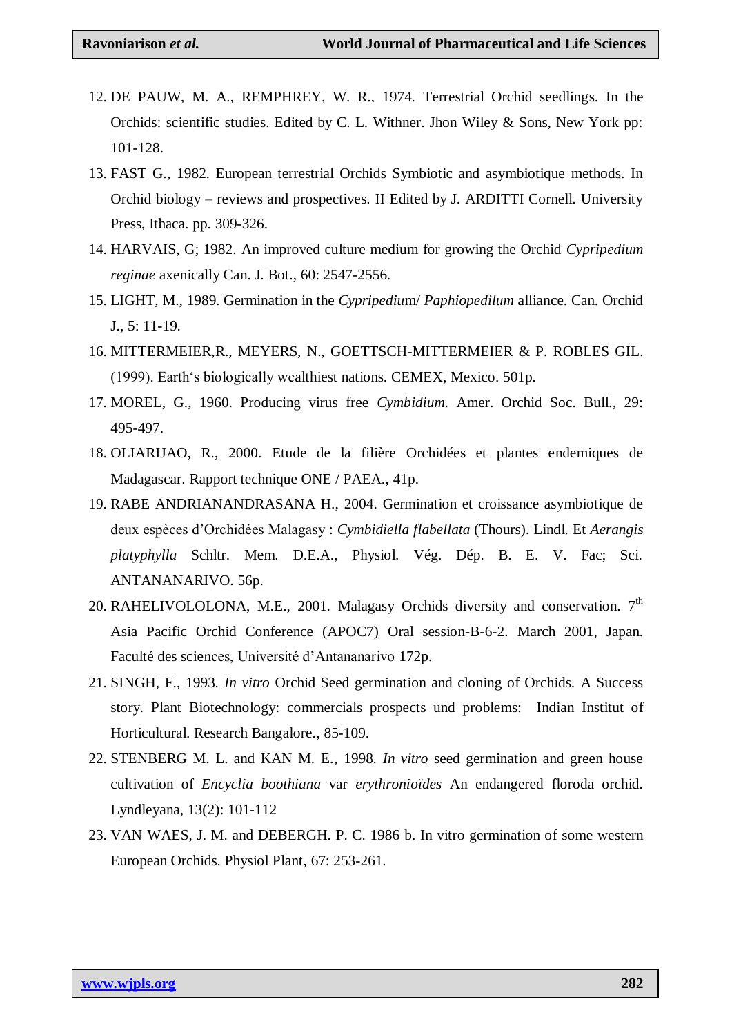12. DE PAUW, M. A., REMPHREY, W. R., 1974. Terrestrial Orchid seedlings. In the Orchids: scientific studies. Edited by C. L. Withner. Jhon Wiley & Sons, New York pp: 101-128.
13. FAST G., 1982. European terrestrial Orchids Symbiotic and asymbiotique methods. In Orchid biology – reviews and prospectives. II Edited by J. ARDITTI Cornell. University Press, Ithaca. pp. 309-326.
14. HARVAIS, G; 1982. An improved culture medium for growing the Orchid *Cypripedium reginae* axenically Can. J. Bot., 60: 2547-2556.
15. LIGHT, M., 1989. Germination in the *Cypripediu*m/ *Paphiopedilum* alliance. Can. Orchid J., 5: 11-19.
16. MITTERMEIER,R., MEYERS, N., GOETTSCH-MITTERMEIER & P. ROBLES GIL. (1999). Earth's biologically wealthiest nations. CEMEX, Mexico. 501p.
17. MOREL, G., 1960. Producing virus free *Cymbidium*. Amer. Orchid Soc. Bull., 29: 495-497.
18. OLIARIJAO, R., 2000. Etude de la filière Orchidées et plantes endemiques de Madagascar. Rapport technique ONE / PAEA., 41p.
19. RABE ANDRIANANDRASANA H., 2004. Germination et croissance asymbiotique de deux espèces d'Orchidées Malagasy : *Cymbidiella flabellata* (Thours). Lindl. Et *Aerangis platyphylla* Schltr. Mem. D.E.A., Physiol. Vég. Dép. B. E. V. Fac; Sci. ANTANANARIVO. 56p.
20. RAHELIVOLOLONA, M.E., 2001. Malagasy Orchids diversity and conservation. 7th Asia Pacific Orchid Conference (APOC7) Oral session-B-6-2. March 2001, Japan. Faculté des sciences, Université d'Antananarivo 172p.
21. SINGH, F., 1993. *In vitro* Orchid Seed germination and cloning of Orchids. A Success story. Plant Biotechnology: commercials prospects und problems: Indian Institut of Horticultural. Research Bangalore., 85-109.
22. STENBERG M. L. and KAN M. E., 1998. *In vitro* seed germination and green house cultivation of *Encyclia boothiana* var *erythronioïdes* An endangered floroda orchid. Lyndleyana, 13(2): 101-112
23. VAN WAES, J. M. and DEBERGH. P. C. 1986 b. In vitro germination of some western European Orchids. Physiol Plant, 67: 253-261.